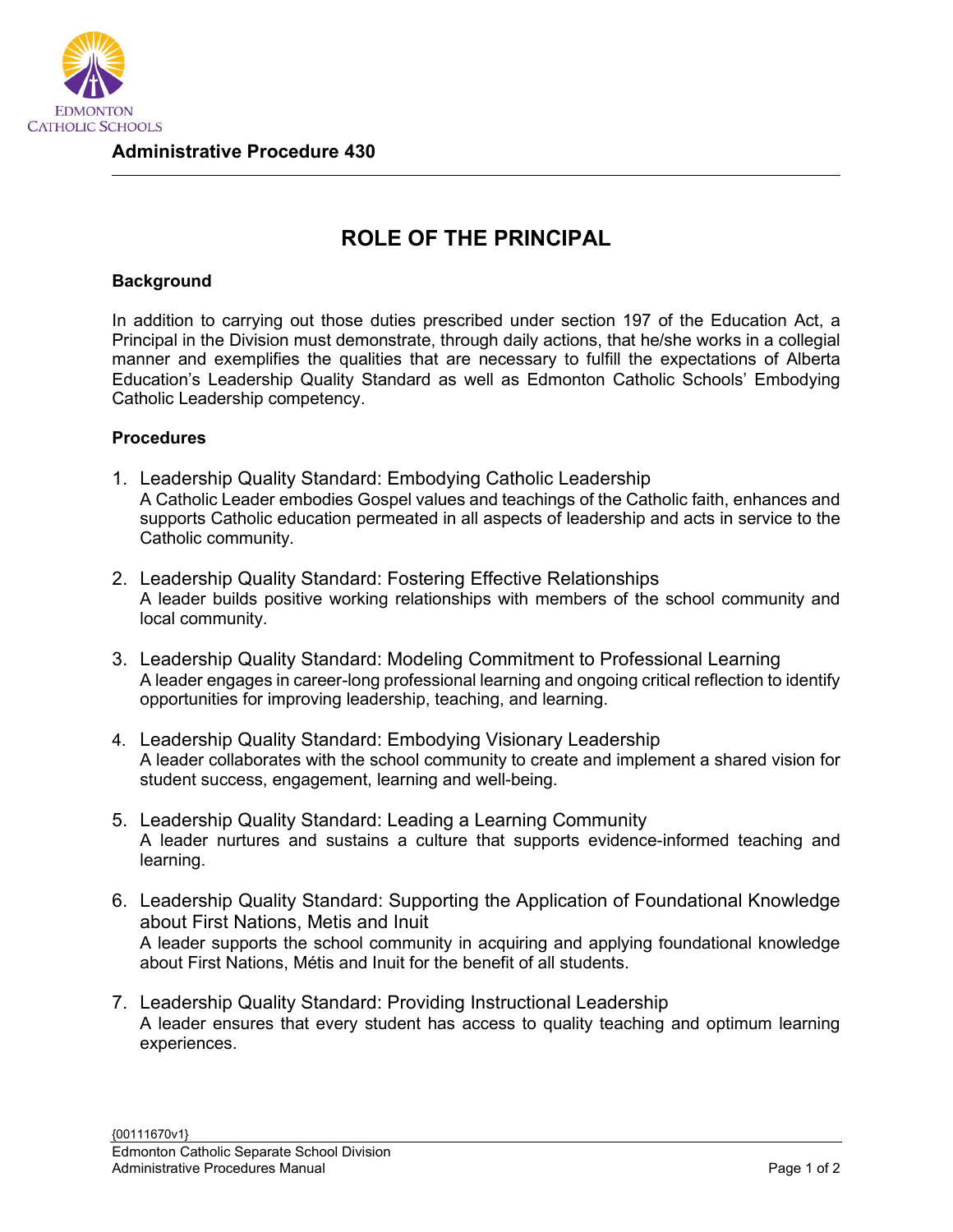**Administrative Procedure 430**

# ROLE OF THE PRINCIPAL

## Background

In addition to carrying out those duties prescribed under section 197 of the Education Act, a Principal in the Division must demonstrate, through daily actions, that he/she works in a collegial manner and exemplifies the qualities that are necessary to fulfill the expectations of Alberta Education's Leadership Quality Standard as well as Edmonton Catholic Schools' Embodying Catholic Leadership competency.

## Procedures

1. Leadership Quality Standard: Embodying Catholic Leadership
   A Catholic Leader embodies Gospel values and teachings of the Catholic faith, enhances and supports Catholic education permeated in all aspects of leadership and acts in service to the Catholic community.

2. Leadership Quality Standard: Fostering Effective Relationships
   A leader builds positive working relationships with members of the school community and local community.

3. Leadership Quality Standard: Modeling Commitment to Professional Learning
   A leader engages in career-long professional learning and ongoing critical reflection to identify opportunities for improving leadership, teaching, and learning.

4. Leadership Quality Standard: Embodying Visionary Leadership
   A leader collaborates with the school community to create and implement a shared vision for student success, engagement, learning and well-being.

5. Leadership Quality Standard: Leading a Learning Community
   A leader nurtures and sustains a culture that supports evidence-informed teaching and learning.

6. Leadership Quality Standard: Supporting the Application of Foundational Knowledge about First Nations, Metis and Inuit
   A leader supports the school community in acquiring and applying foundational knowledge about First Nations, Métis and Inuit for the benefit of all students.

7. Leadership Quality Standard: Providing Instructional Leadership
   A leader ensures that every student has access to quality teaching and optimum learning experiences.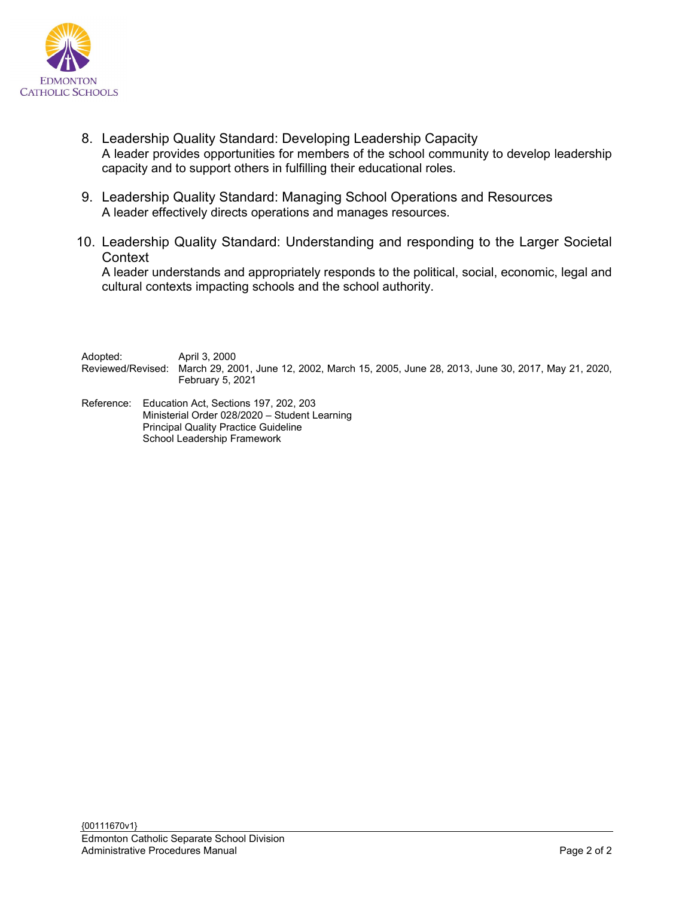8. Leadership Quality Standard: Developing Leadership Capacity
   A leader provides opportunities for members of the school community to develop leadership capacity and to support others in fulfilling their educational roles.

9. Leadership Quality Standard: Managing School Operations and Resources
   A leader effectively directs operations and manages resources.

10. Leadership Quality Standard: Understanding and responding to the Larger Societal Context
    A leader understands and appropriately responds to the political, social, economic, legal and cultural contexts impacting schools and the school authority.

Adopted: April 3, 2000
Reviewed/Revised: March 29, 2001, June 12, 2002, March 15, 2005, June 28, 2013, June 30, 2017, May 21, 2020, February 5, 2021

Reference: Education Act, Sections 197, 202, 203
Ministerial Order 028/2020 – Student Learning
Principal Quality Practice Guideline
School Leadership Framework